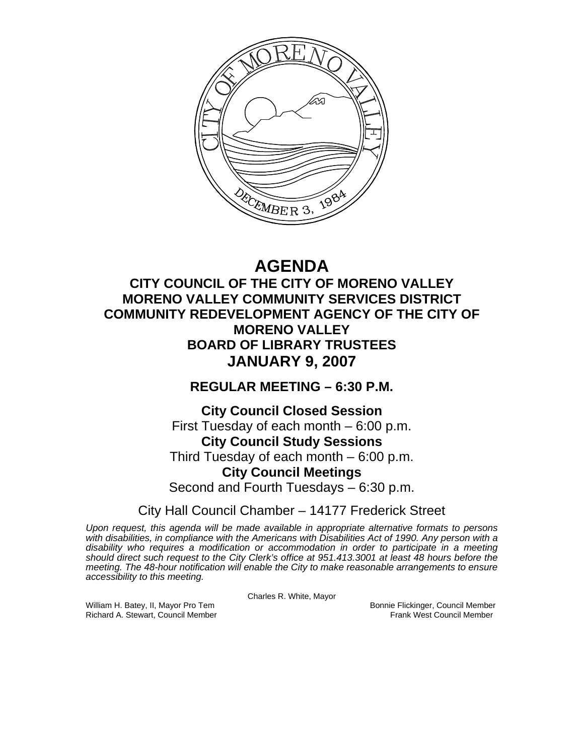# AGENDA

## CITY COUNCIL OF THE CITY OF MORENO VALLEY
## MORENO VALLEY COMMUNITY SERVICES DISTRICT
## COMMUNITY REDEVELOPMENT AGENCY OF THE CITY OF MORENO VALLEY
## BOARD OF LIBRARY TRUSTEES
## JANUARY 9, 2007

### REGULAR MEETING – 6:30 P.M.

**City Council Closed Session**
First Tuesday of each month – 6:00 p.m.

**City Council Study Sessions**
Third Tuesday of each month – 6:00 p.m.

**City Council Meetings**
Second and Fourth Tuesdays – 6:30 p.m.

City Hall Council Chamber – 14177 Frederick Street

*Upon request, this agenda will be made available in appropriate alternative formats to persons with disabilities, in compliance with the Americans with Disabilities Act of 1990. Any person with a disability who requires a modification or accommodation in order to participate in a meeting should direct such request to the City Clerk's office at 951.413.3001 at least 48 hours before the meeting. The 48-hour notification will enable the City to make reasonable arrangements to ensure accessibility to this meeting.*

Charles R. White, Mayor

William H. Batey, II, Mayor Pro Tem
Bonnie Flickinger, Council Member
Richard A. Stewart, Council Member
Frank West Council Member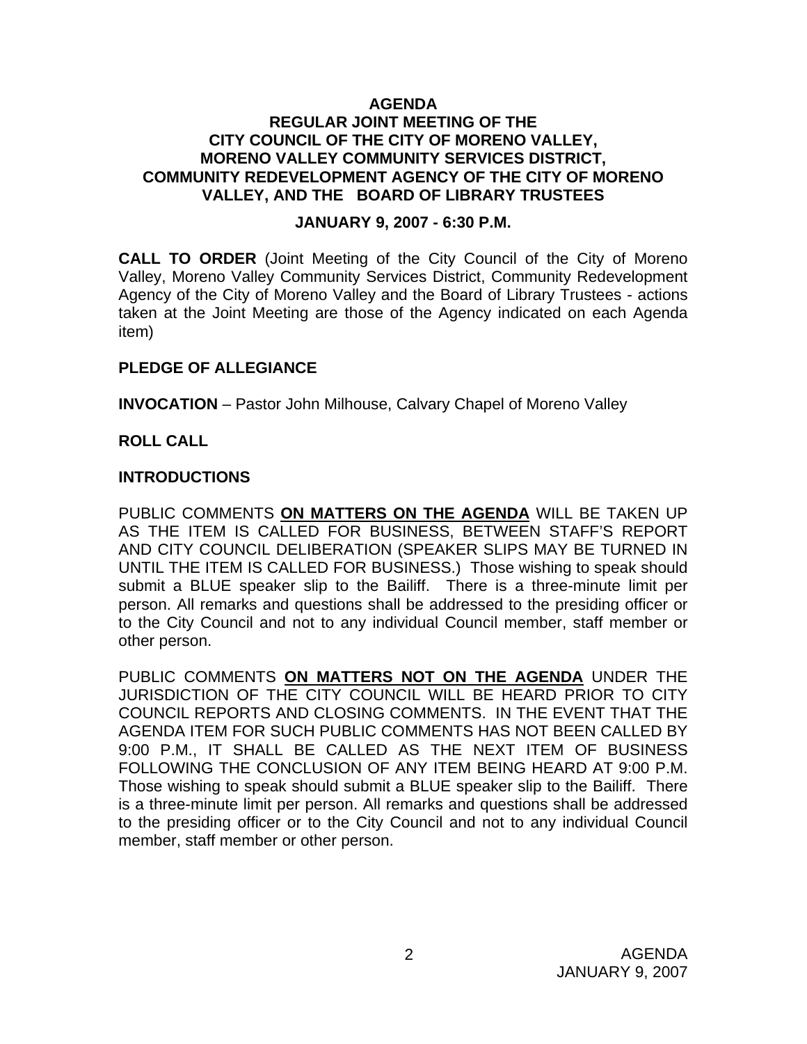# AGENDA
## REGULAR JOINT MEETING OF THE CITY COUNCIL OF THE CITY OF MORENO VALLEY, MORENO VALLEY COMMUNITY SERVICES DISTRICT, COMMUNITY REDEVELOPMENT AGENCY OF THE CITY OF MORENO VALLEY, AND THE BOARD OF LIBRARY TRUSTEES

### JANUARY 9, 2007 - 6:30 P.M.

**CALL TO ORDER** (Joint Meeting of the City Council of the City of Moreno Valley, Moreno Valley Community Services District, Community Redevelopment Agency of the City of Moreno Valley and the Board of Library Trustees - actions taken at the Joint Meeting are those of the Agency indicated on each Agenda item)

**PLEDGE OF ALLEGIANCE**

**INVOCATION** – Pastor John Milhouse, Calvary Chapel of Moreno Valley

**ROLL CALL**

**INTRODUCTIONS**

PUBLIC COMMENTS **ON MATTERS ON THE AGENDA** WILL BE TAKEN UP AS THE ITEM IS CALLED FOR BUSINESS, BETWEEN STAFF'S REPORT AND CITY COUNCIL DELIBERATION (SPEAKER SLIPS MAY BE TURNED IN UNTIL THE ITEM IS CALLED FOR BUSINESS.) Those wishing to speak should submit a BLUE speaker slip to the Bailiff. There is a three-minute limit per person. All remarks and questions shall be addressed to the presiding officer or to the City Council and not to any individual Council member, staff member or other person.

PUBLIC COMMENTS **ON MATTERS NOT ON THE AGENDA** UNDER THE JURISDICTION OF THE CITY COUNCIL WILL BE HEARD PRIOR TO CITY COUNCIL REPORTS AND CLOSING COMMENTS. IN THE EVENT THAT THE AGENDA ITEM FOR SUCH PUBLIC COMMENTS HAS NOT BEEN CALLED BY 9:00 P.M., IT SHALL BE CALLED AS THE NEXT ITEM OF BUSINESS FOLLOWING THE CONCLUSION OF ANY ITEM BEING HEARD AT 9:00 P.M. Those wishing to speak should submit a BLUE speaker slip to the Bailiff. There is a three-minute limit per person. All remarks and questions shall be addressed to the presiding officer or to the City Council and not to any individual Council member, staff member or other person.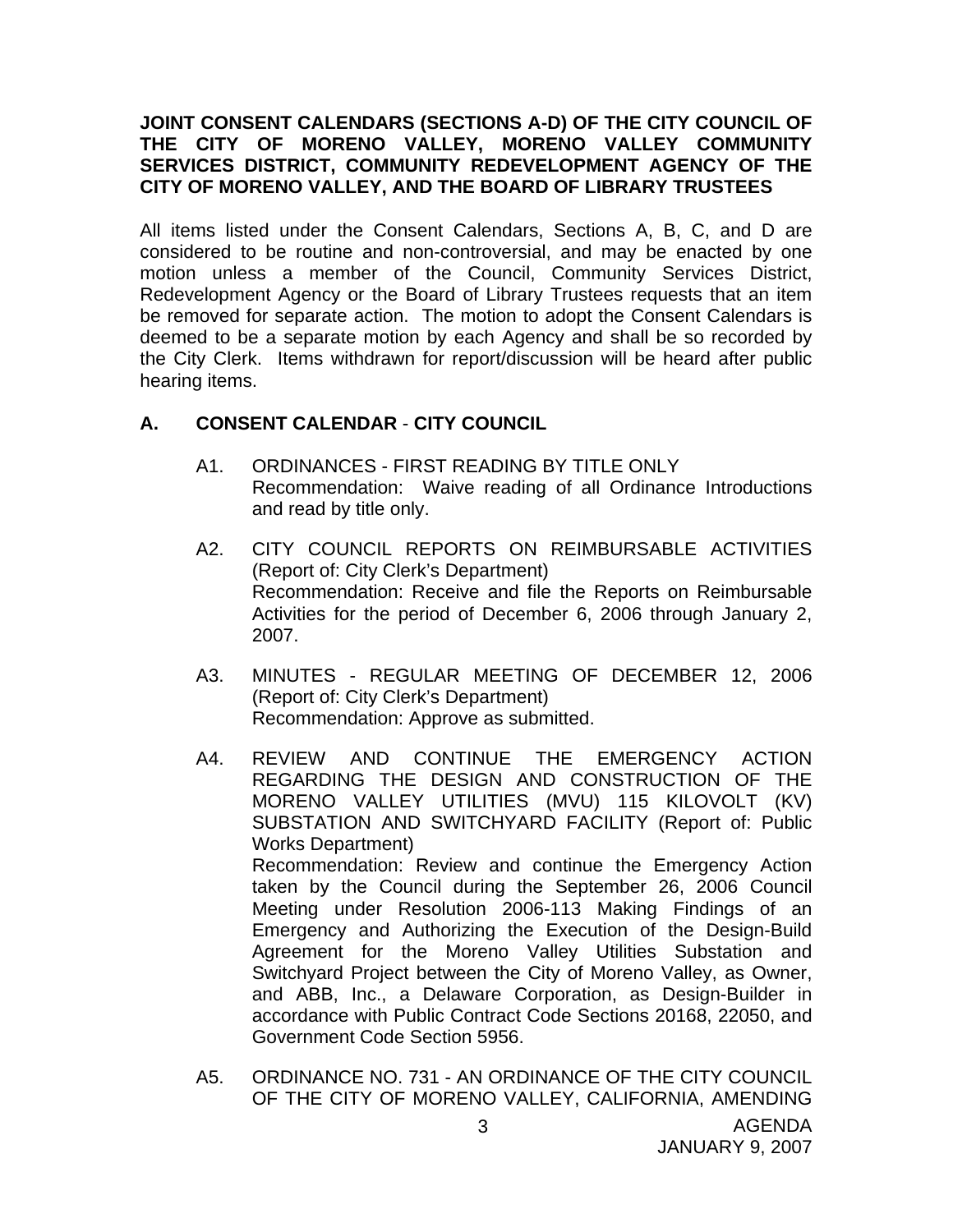**JOINT CONSENT CALENDARS (SECTIONS A-D) OF THE CITY COUNCIL OF THE CITY OF MORENO VALLEY, MORENO VALLEY COMMUNITY SERVICES DISTRICT, COMMUNITY REDEVELOPMENT AGENCY OF THE CITY OF MORENO VALLEY, AND THE BOARD OF LIBRARY TRUSTEES**

All items listed under the Consent Calendars, Sections A, B, C, and D are considered to be routine and non-controversial, and may be enacted by one motion unless a member of the Council, Community Services District, Redevelopment Agency or the Board of Library Trustees requests that an item be removed for separate action. The motion to adopt the Consent Calendars is deemed to be a separate motion by each Agency and shall be so recorded by the City Clerk. Items withdrawn for report/discussion will be heard after public hearing items.

## A. CONSENT CALENDAR - CITY COUNCIL

A1. ORDINANCES - FIRST READING BY TITLE ONLY
Recommendation: Waive reading of all Ordinance Introductions and read by title only.

A2. CITY COUNCIL REPORTS ON REIMBURSABLE ACTIVITIES (Report of: City Clerk's Department)
Recommendation: Receive and file the Reports on Reimbursable Activities for the period of December 6, 2006 through January 2, 2007.

A3. MINUTES - REGULAR MEETING OF DECEMBER 12, 2006 (Report of: City Clerk's Department)
Recommendation: Approve as submitted.

A4. REVIEW AND CONTINUE THE EMERGENCY ACTION REGARDING THE DESIGN AND CONSTRUCTION OF THE MORENO VALLEY UTILITIES (MVU) 115 KILOVOLT (KV) SUBSTATION AND SWITCHYARD FACILITY (Report of: Public Works Department)
Recommendation: Review and continue the Emergency Action taken by the Council during the September 26, 2006 Council Meeting under Resolution 2006-113 Making Findings of an Emergency and Authorizing the Execution of the Design-Build Agreement for the Moreno Valley Utilities Substation and Switchyard Project between the City of Moreno Valley, as Owner, and ABB, Inc., a Delaware Corporation, as Design-Builder in accordance with Public Contract Code Sections 20168, 22050, and Government Code Section 5956.

A5. ORDINANCE NO. 731 - AN ORDINANCE OF THE CITY COUNCIL OF THE CITY OF MORENO VALLEY, CALIFORNIA, AMENDING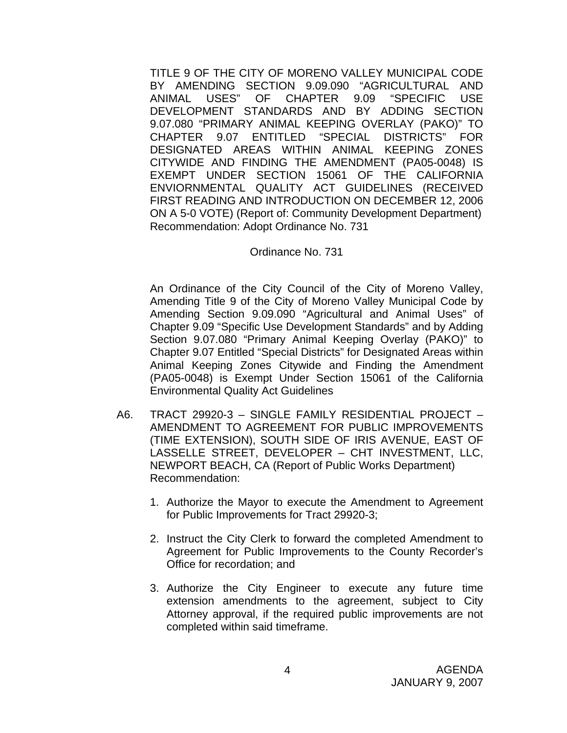TITLE 9 OF THE CITY OF MORENO VALLEY MUNICIPAL CODE BY AMENDING SECTION 9.09.090 "AGRICULTURAL AND ANIMAL USES" OF CHAPTER 9.09 "SPECIFIC USE DEVELOPMENT STANDARDS AND BY ADDING SECTION 9.07.080 "PRIMARY ANIMAL KEEPING OVERLAY (PAKO)" TO CHAPTER 9.07 ENTITLED "SPECIAL DISTRICTS" FOR DESIGNATED AREAS WITHIN ANIMAL KEEPING ZONES CITYWIDE AND FINDING THE AMENDMENT (PA05-0048) IS EXEMPT UNDER SECTION 15061 OF THE CALIFORNIA ENVIORNMENTAL QUALITY ACT GUIDELINES (RECEIVED FIRST READING AND INTRODUCTION ON DECEMBER 12, 2006 ON A 5-0 VOTE) (Report of: Community Development Department)
Recommendation: Adopt Ordinance No. 731

Ordinance No. 731

An Ordinance of the City Council of the City of Moreno Valley, Amending Title 9 of the City of Moreno Valley Municipal Code by Amending Section 9.09.090 "Agricultural and Animal Uses" of Chapter 9.09 "Specific Use Development Standards" and by Adding Section 9.07.080 "Primary Animal Keeping Overlay (PAKO)" to Chapter 9.07 Entitled "Special Districts" for Designated Areas within Animal Keeping Zones Citywide and Finding the Amendment (PA05-0048) is Exempt Under Section 15061 of the California Environmental Quality Act Guidelines

A6. TRACT 29920-3 – SINGLE FAMILY RESIDENTIAL PROJECT – AMENDMENT TO AGREEMENT FOR PUBLIC IMPROVEMENTS (TIME EXTENSION), SOUTH SIDE OF IRIS AVENUE, EAST OF LASSELLE STREET, DEVELOPER – CHT INVESTMENT, LLC, NEWPORT BEACH, CA (Report of Public Works Department)
Recommendation:

1. Authorize the Mayor to execute the Amendment to Agreement for Public Improvements for Tract 29920-3;

2. Instruct the City Clerk to forward the completed Amendment to Agreement for Public Improvements to the County Recorder's Office for recordation; and

3. Authorize the City Engineer to execute any future time extension amendments to the agreement, subject to City Attorney approval, if the required public improvements are not completed within said timeframe.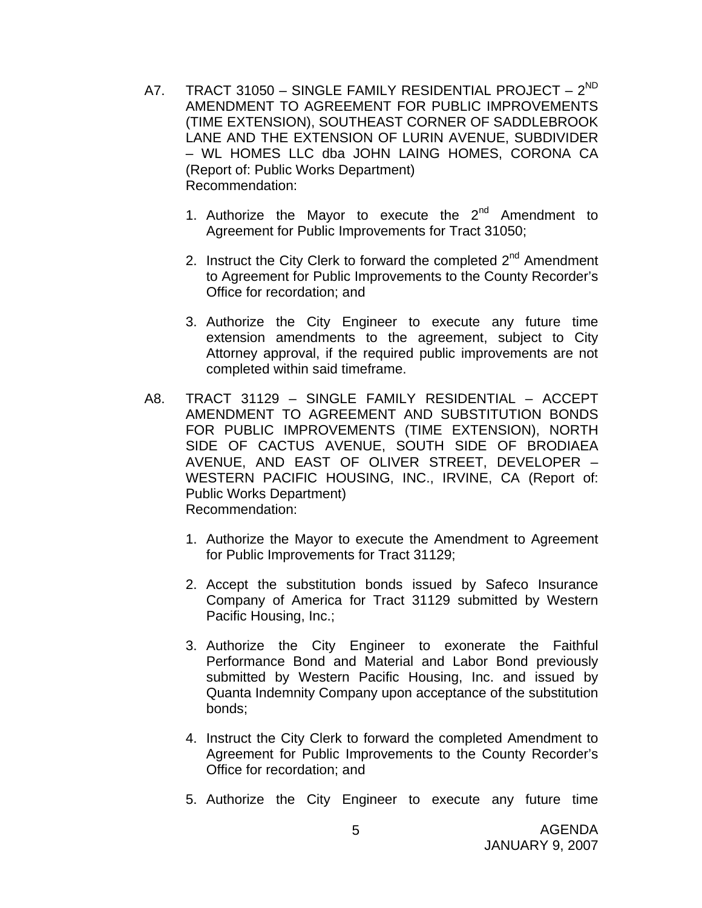A7. TRACT 31050 – SINGLE FAMILY RESIDENTIAL PROJECT – 2ND AMENDMENT TO AGREEMENT FOR PUBLIC IMPROVEMENTS (TIME EXTENSION), SOUTHEAST CORNER OF SADDLEBROOK LANE AND THE EXTENSION OF LURIN AVENUE, SUBDIVIDER – WL HOMES LLC dba JOHN LAING HOMES, CORONA CA (Report of: Public Works Department)
Recommendation:

1. Authorize the Mayor to execute the 2nd Amendment to Agreement for Public Improvements for Tract 31050;

2. Instruct the City Clerk to forward the completed 2nd Amendment to Agreement for Public Improvements to the County Recorder's Office for recordation; and

3. Authorize the City Engineer to execute any future time extension amendments to the agreement, subject to City Attorney approval, if the required public improvements are not completed within said timeframe.

A8. TRACT 31129 – SINGLE FAMILY RESIDENTIAL – ACCEPT AMENDMENT TO AGREEMENT AND SUBSTITUTION BONDS FOR PUBLIC IMPROVEMENTS (TIME EXTENSION), NORTH SIDE OF CACTUS AVENUE, SOUTH SIDE OF BRODIAEA AVENUE, AND EAST OF OLIVER STREET, DEVELOPER – WESTERN PACIFIC HOUSING, INC., IRVINE, CA (Report of: Public Works Department)
Recommendation:

1. Authorize the Mayor to execute the Amendment to Agreement for Public Improvements for Tract 31129;

2. Accept the substitution bonds issued by Safeco Insurance Company of America for Tract 31129 submitted by Western Pacific Housing, Inc.;

3. Authorize the City Engineer to exonerate the Faithful Performance Bond and Material and Labor Bond previously submitted by Western Pacific Housing, Inc. and issued by Quanta Indemnity Company upon acceptance of the substitution bonds;

4. Instruct the City Clerk to forward the completed Amendment to Agreement for Public Improvements to the County Recorder's Office for recordation; and

5. Authorize the City Engineer to execute any future time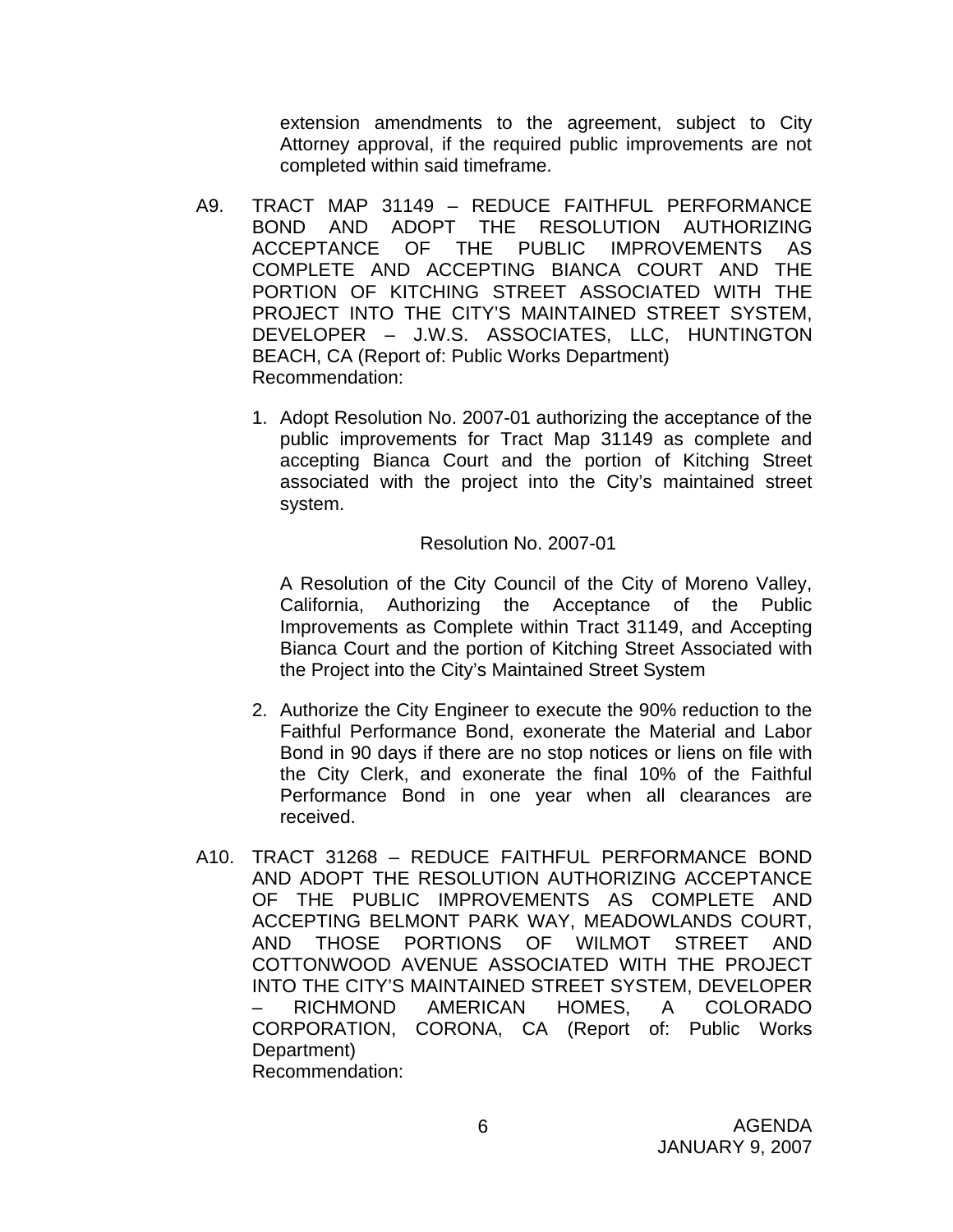extension amendments to the agreement, subject to City Attorney approval, if the required public improvements are not completed within said timeframe.

A9. TRACT MAP 31149 – REDUCE FAITHFUL PERFORMANCE BOND AND ADOPT THE RESOLUTION AUTHORIZING ACCEPTANCE OF THE PUBLIC IMPROVEMENTS AS COMPLETE AND ACCEPTING BIANCA COURT AND THE PORTION OF KITCHING STREET ASSOCIATED WITH THE PROJECT INTO THE CITY'S MAINTAINED STREET SYSTEM, DEVELOPER – J.W.S. ASSOCIATES, LLC, HUNTINGTON BEACH, CA (Report of: Public Works Department)
Recommendation:

1. Adopt Resolution No. 2007-01 authorizing the acceptance of the public improvements for Tract Map 31149 as complete and accepting Bianca Court and the portion of Kitching Street associated with the project into the City's maintained street system.

   Resolution No. 2007-01

   A Resolution of the City Council of the City of Moreno Valley, California, Authorizing the Acceptance of the Public Improvements as Complete within Tract 31149, and Accepting Bianca Court and the portion of Kitching Street Associated with the Project into the City's Maintained Street System

2. Authorize the City Engineer to execute the 90% reduction to the Faithful Performance Bond, exonerate the Material and Labor Bond in 90 days if there are no stop notices or liens on file with the City Clerk, and exonerate the final 10% of the Faithful Performance Bond in one year when all clearances are received.

A10. TRACT 31268 – REDUCE FAITHFUL PERFORMANCE BOND AND ADOPT THE RESOLUTION AUTHORIZING ACCEPTANCE OF THE PUBLIC IMPROVEMENTS AS COMPLETE AND ACCEPTING BELMONT PARK WAY, MEADOWLANDS COURT, AND THOSE PORTIONS OF WILMOT STREET AND COTTONWOOD AVENUE ASSOCIATED WITH THE PROJECT INTO THE CITY'S MAINTAINED STREET SYSTEM, DEVELOPER – RICHMOND AMERICAN HOMES, A COLORADO CORPORATION, CORONA, CA (Report of: Public Works Department)
Recommendation: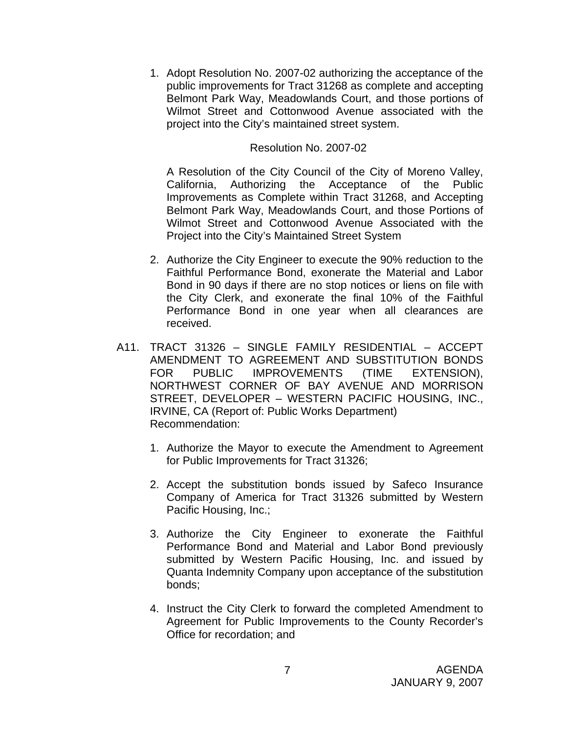1. Adopt Resolution No. 2007-02 authorizing the acceptance of the public improvements for Tract 31268 as complete and accepting Belmont Park Way, Meadowlands Court, and those portions of Wilmot Street and Cottonwood Avenue associated with the project into the City's maintained street system.

   Resolution No. 2007-02

   A Resolution of the City Council of the City of Moreno Valley, California, Authorizing the Acceptance of the Public Improvements as Complete within Tract 31268, and Accepting Belmont Park Way, Meadowlands Court, and those Portions of Wilmot Street and Cottonwood Avenue Associated with the Project into the City's Maintained Street System

2. Authorize the City Engineer to execute the 90% reduction to the Faithful Performance Bond, exonerate the Material and Labor Bond in 90 days if there are no stop notices or liens on file with the City Clerk, and exonerate the final 10% of the Faithful Performance Bond in one year when all clearances are received.

A11. TRACT 31326 – SINGLE FAMILY RESIDENTIAL – ACCEPT AMENDMENT TO AGREEMENT AND SUBSTITUTION BONDS FOR PUBLIC IMPROVEMENTS (TIME EXTENSION), NORTHWEST CORNER OF BAY AVENUE AND MORRISON STREET, DEVELOPER – WESTERN PACIFIC HOUSING, INC., IRVINE, CA (Report of: Public Works Department)
Recommendation:

1. Authorize the Mayor to execute the Amendment to Agreement for Public Improvements for Tract 31326;

2. Accept the substitution bonds issued by Safeco Insurance Company of America for Tract 31326 submitted by Western Pacific Housing, Inc.;

3. Authorize the City Engineer to exonerate the Faithful Performance Bond and Material and Labor Bond previously submitted by Western Pacific Housing, Inc. and issued by Quanta Indemnity Company upon acceptance of the substitution bonds;

4. Instruct the City Clerk to forward the completed Amendment to Agreement for Public Improvements to the County Recorder's Office for recordation; and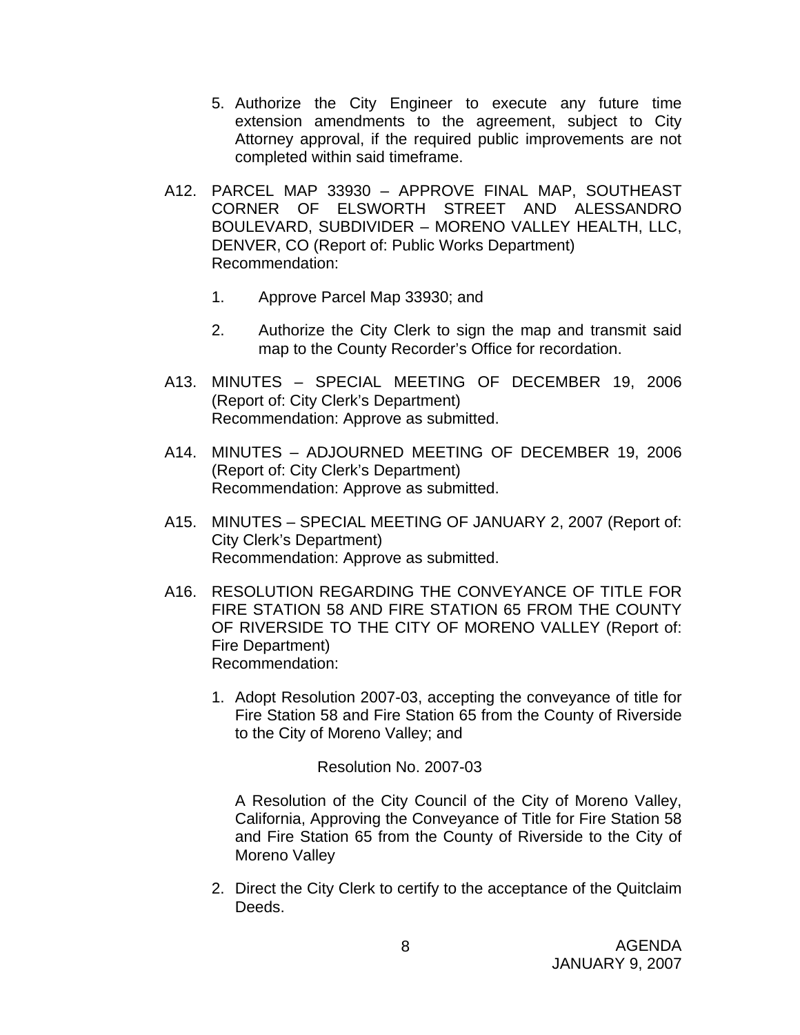5. Authorize the City Engineer to execute any future time extension amendments to the agreement, subject to City Attorney approval, if the required public improvements are not completed within said timeframe.

A12. PARCEL MAP 33930 – APPROVE FINAL MAP, SOUTHEAST CORNER OF ELSWORTH STREET AND ALESSANDRO BOULEVARD, SUBDIVIDER – MORENO VALLEY HEALTH, LLC, DENVER, CO (Report of: Public Works Department)
Recommendation:

1. Approve Parcel Map 33930; and

2. Authorize the City Clerk to sign the map and transmit said map to the County Recorder's Office for recordation.

A13. MINUTES – SPECIAL MEETING OF DECEMBER 19, 2006 (Report of: City Clerk's Department)
Recommendation: Approve as submitted.

A14. MINUTES – ADJOURNED MEETING OF DECEMBER 19, 2006 (Report of: City Clerk's Department)
Recommendation: Approve as submitted.

A15. MINUTES – SPECIAL MEETING OF JANUARY 2, 2007 (Report of: City Clerk's Department)
Recommendation: Approve as submitted.

A16. RESOLUTION REGARDING THE CONVEYANCE OF TITLE FOR FIRE STATION 58 AND FIRE STATION 65 FROM THE COUNTY OF RIVERSIDE TO THE CITY OF MORENO VALLEY (Report of: Fire Department)
Recommendation:

1. Adopt Resolution 2007-03, accepting the conveyance of title for Fire Station 58 and Fire Station 65 from the County of Riverside to the City of Moreno Valley; and

   Resolution No. 2007-03

   A Resolution of the City Council of the City of Moreno Valley, California, Approving the Conveyance of Title for Fire Station 58 and Fire Station 65 from the County of Riverside to the City of Moreno Valley

2. Direct the City Clerk to certify to the acceptance of the Quitclaim Deeds.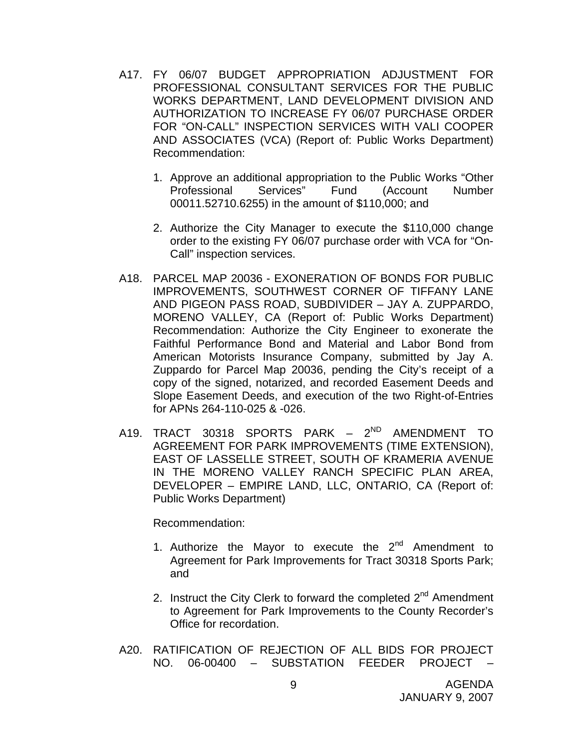A17. FY 06/07 BUDGET APPROPRIATION ADJUSTMENT FOR PROFESSIONAL CONSULTANT SERVICES FOR THE PUBLIC WORKS DEPARTMENT, LAND DEVELOPMENT DIVISION AND AUTHORIZATION TO INCREASE FY 06/07 PURCHASE ORDER FOR "ON-CALL" INSPECTION SERVICES WITH VALI COOPER AND ASSOCIATES (VCA) (Report of: Public Works Department) Recommendation:

1. Approve an additional appropriation to the Public Works "Other Professional Services" Fund (Account Number 00011.52710.6255) in the amount of $110,000; and

2. Authorize the City Manager to execute the $110,000 change order to the existing FY 06/07 purchase order with VCA for "On-Call" inspection services.

A18. PARCEL MAP 20036 - EXONERATION OF BONDS FOR PUBLIC IMPROVEMENTS, SOUTHWEST CORNER OF TIFFANY LANE AND PIGEON PASS ROAD, SUBDIVIDER – JAY A. ZUPPARDO, MORENO VALLEY, CA (Report of: Public Works Department) Recommendation: Authorize the City Engineer to exonerate the Faithful Performance Bond and Material and Labor Bond from American Motorists Insurance Company, submitted by Jay A. Zuppardo for Parcel Map 20036, pending the City's receipt of a copy of the signed, notarized, and recorded Easement Deeds and Slope Easement Deeds, and execution of the two Right-of-Entries for APNs 264-110-025 & -026.

A19. TRACT 30318 SPORTS PARK – 2ND AMENDMENT TO AGREEMENT FOR PARK IMPROVEMENTS (TIME EXTENSION), EAST OF LASSELLE STREET, SOUTH OF KRAMERIA AVENUE IN THE MORENO VALLEY RANCH SPECIFIC PLAN AREA, DEVELOPER – EMPIRE LAND, LLC, ONTARIO, CA (Report of: Public Works Department)

Recommendation:

1. Authorize the Mayor to execute the 2nd Amendment to Agreement for Park Improvements for Tract 30318 Sports Park; and

2. Instruct the City Clerk to forward the completed 2nd Amendment to Agreement for Park Improvements to the County Recorder's Office for recordation.

A20. RATIFICATION OF REJECTION OF ALL BIDS FOR PROJECT NO. 06-00400 – SUBSTATION FEEDER PROJECT –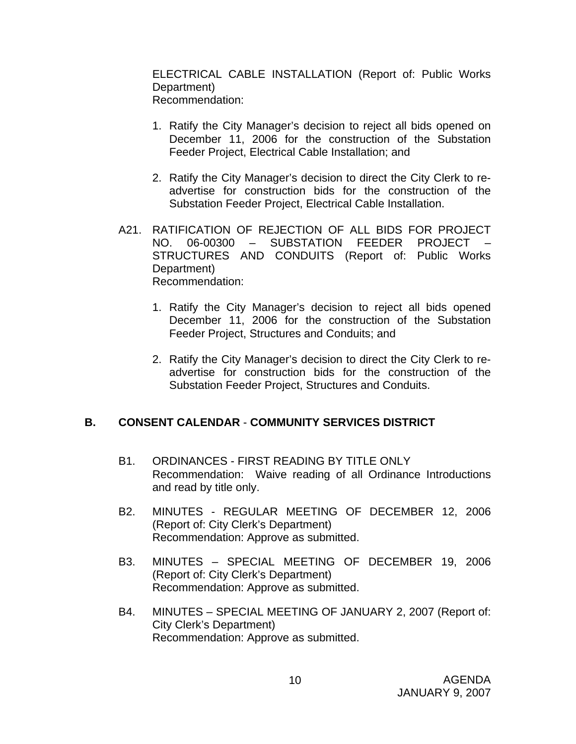ELECTRICAL CABLE INSTALLATION (Report of: Public Works Department)
Recommendation:

1. Ratify the City Manager's decision to reject all bids opened on December 11, 2006 for the construction of the Substation Feeder Project, Electrical Cable Installation; and

2. Ratify the City Manager's decision to direct the City Clerk to re-advertise for construction bids for the construction of the Substation Feeder Project, Electrical Cable Installation.

A21. RATIFICATION OF REJECTION OF ALL BIDS FOR PROJECT NO. 06-00300 – SUBSTATION FEEDER PROJECT – STRUCTURES AND CONDUITS (Report of: Public Works Department)
Recommendation:

1. Ratify the City Manager's decision to reject all bids opened December 11, 2006 for the construction of the Substation Feeder Project, Structures and Conduits; and

2. Ratify the City Manager's decision to direct the City Clerk to re-advertise for construction bids for the construction of the Substation Feeder Project, Structures and Conduits.

## B. CONSENT CALENDAR - COMMUNITY SERVICES DISTRICT

B1. ORDINANCES - FIRST READING BY TITLE ONLY
Recommendation: Waive reading of all Ordinance Introductions and read by title only.

B2. MINUTES - REGULAR MEETING OF DECEMBER 12, 2006 (Report of: City Clerk's Department)
Recommendation: Approve as submitted.

B3. MINUTES – SPECIAL MEETING OF DECEMBER 19, 2006 (Report of: City Clerk's Department)
Recommendation: Approve as submitted.

B4. MINUTES – SPECIAL MEETING OF JANUARY 2, 2007 (Report of: City Clerk's Department)
Recommendation: Approve as submitted.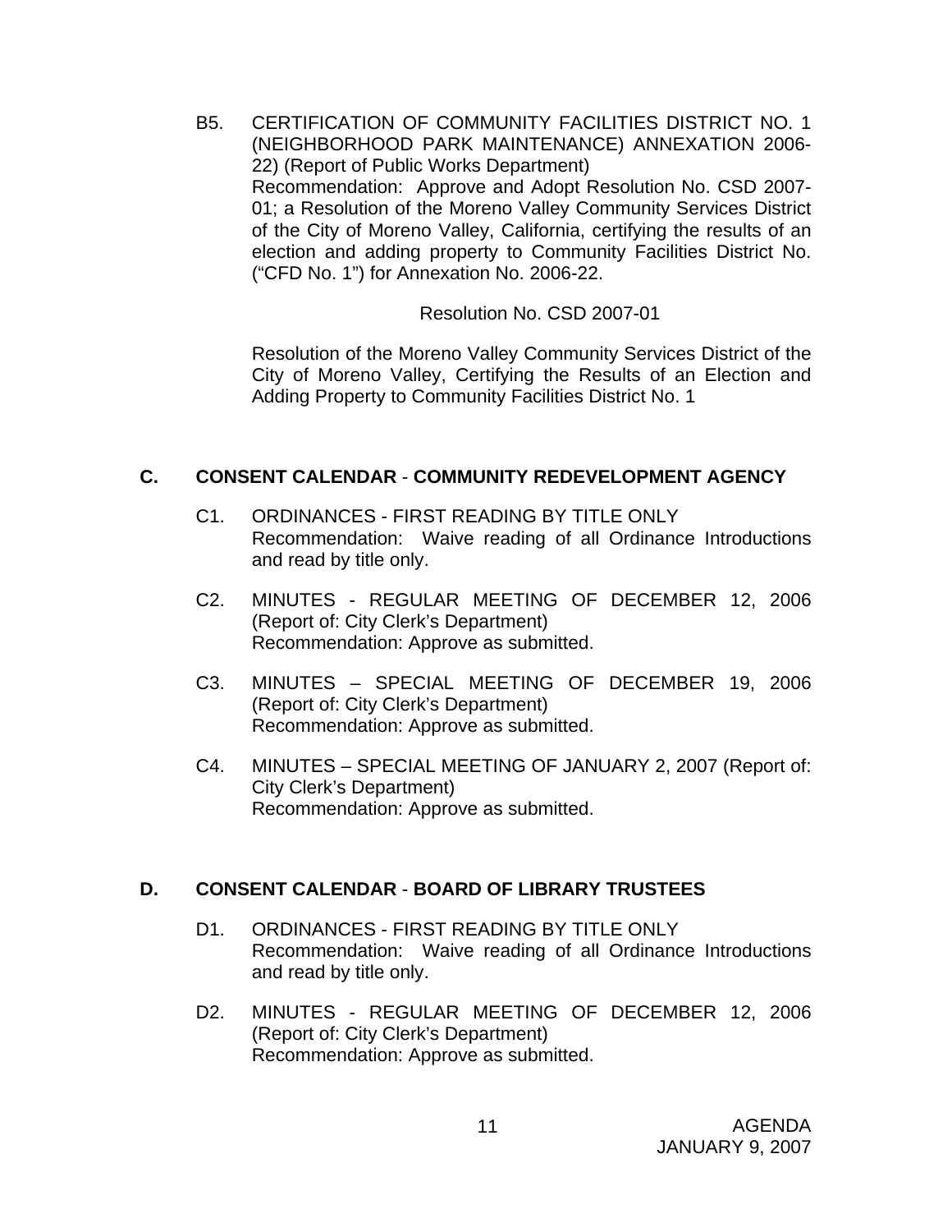B5. CERTIFICATION OF COMMUNITY FACILITIES DISTRICT NO. 1 (NEIGHBORHOOD PARK MAINTENANCE) ANNEXATION 2006-22) (Report of Public Works Department)
Recommendation: Approve and Adopt Resolution No. CSD 2007-01; a Resolution of the Moreno Valley Community Services District of the City of Moreno Valley, California, certifying the results of an election and adding property to Community Facilities District No. ("CFD No. 1") for Annexation No. 2006-22.

Resolution No. CSD 2007-01

Resolution of the Moreno Valley Community Services District of the City of Moreno Valley, Certifying the Results of an Election and Adding Property to Community Facilities District No. 1

## C. CONSENT CALENDAR - COMMUNITY REDEVELOPMENT AGENCY

C1. ORDINANCES - FIRST READING BY TITLE ONLY
Recommendation: Waive reading of all Ordinance Introductions and read by title only.

C2. MINUTES - REGULAR MEETING OF DECEMBER 12, 2006 (Report of: City Clerk's Department)
Recommendation: Approve as submitted.

C3. MINUTES – SPECIAL MEETING OF DECEMBER 19, 2006 (Report of: City Clerk's Department)
Recommendation: Approve as submitted.

C4. MINUTES – SPECIAL MEETING OF JANUARY 2, 2007 (Report of: City Clerk's Department)
Recommendation: Approve as submitted.

## D. CONSENT CALENDAR - BOARD OF LIBRARY TRUSTEES

D1. ORDINANCES - FIRST READING BY TITLE ONLY
Recommendation: Waive reading of all Ordinance Introductions and read by title only.

D2. MINUTES - REGULAR MEETING OF DECEMBER 12, 2006 (Report of: City Clerk's Department)
Recommendation: Approve as submitted.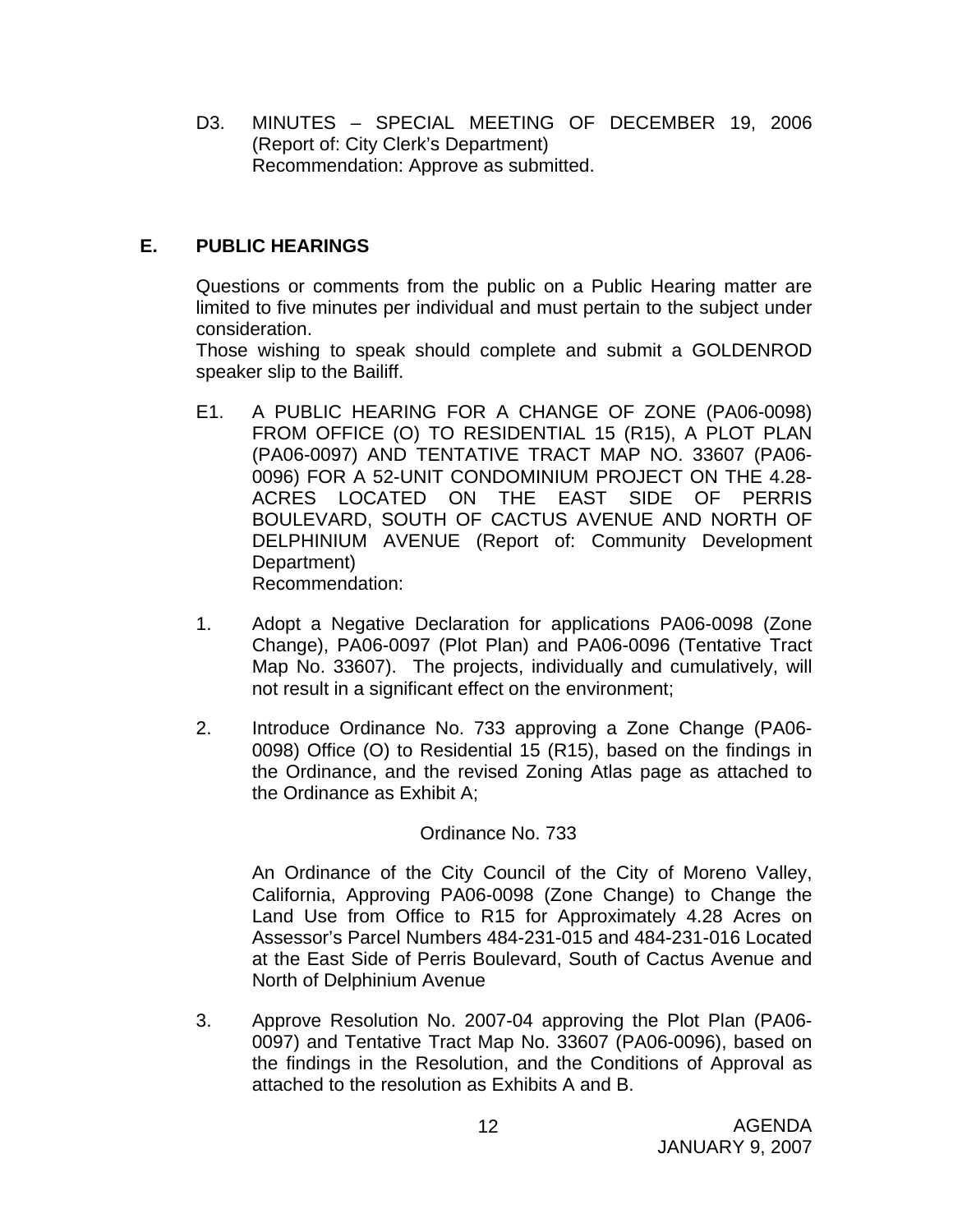D3. MINUTES – SPECIAL MEETING OF DECEMBER 19, 2006
(Report of: City Clerk's Department)
Recommendation: Approve as submitted.

## E. PUBLIC HEARINGS

Questions or comments from the public on a Public Hearing matter are limited to five minutes per individual and must pertain to the subject under consideration.

Those wishing to speak should complete and submit a GOLDENROD speaker slip to the Bailiff.

E1. A PUBLIC HEARING FOR A CHANGE OF ZONE (PA06-0098) FROM OFFICE (O) TO RESIDENTIAL 15 (R15), A PLOT PLAN (PA06-0097) AND TENTATIVE TRACT MAP NO. 33607 (PA06-0096) FOR A 52-UNIT CONDOMINIUM PROJECT ON THE 4.28-ACRES LOCATED ON THE EAST SIDE OF PERRIS BOULEVARD, SOUTH OF CACTUS AVENUE AND NORTH OF DELPHINIUM AVENUE (Report of: Community Development Department)
Recommendation:

1. Adopt a Negative Declaration for applications PA06-0098 (Zone Change), PA06-0097 (Plot Plan) and PA06-0096 (Tentative Tract Map No. 33607). The projects, individually and cumulatively, will not result in a significant effect on the environment;

2. Introduce Ordinance No. 733 approving a Zone Change (PA06-0098) Office (O) to Residential 15 (R15), based on the findings in the Ordinance, and the revised Zoning Atlas page as attached to the Ordinance as Exhibit A;

   Ordinance No. 733

   An Ordinance of the City Council of the City of Moreno Valley, California, Approving PA06-0098 (Zone Change) to Change the Land Use from Office to R15 for Approximately 4.28 Acres on Assessor's Parcel Numbers 484-231-015 and 484-231-016 Located at the East Side of Perris Boulevard, South of Cactus Avenue and North of Delphinium Avenue

3. Approve Resolution No. 2007-04 approving the Plot Plan (PA06-0097) and Tentative Tract Map No. 33607 (PA06-0096), based on the findings in the Resolution, and the Conditions of Approval as attached to the resolution as Exhibits A and B.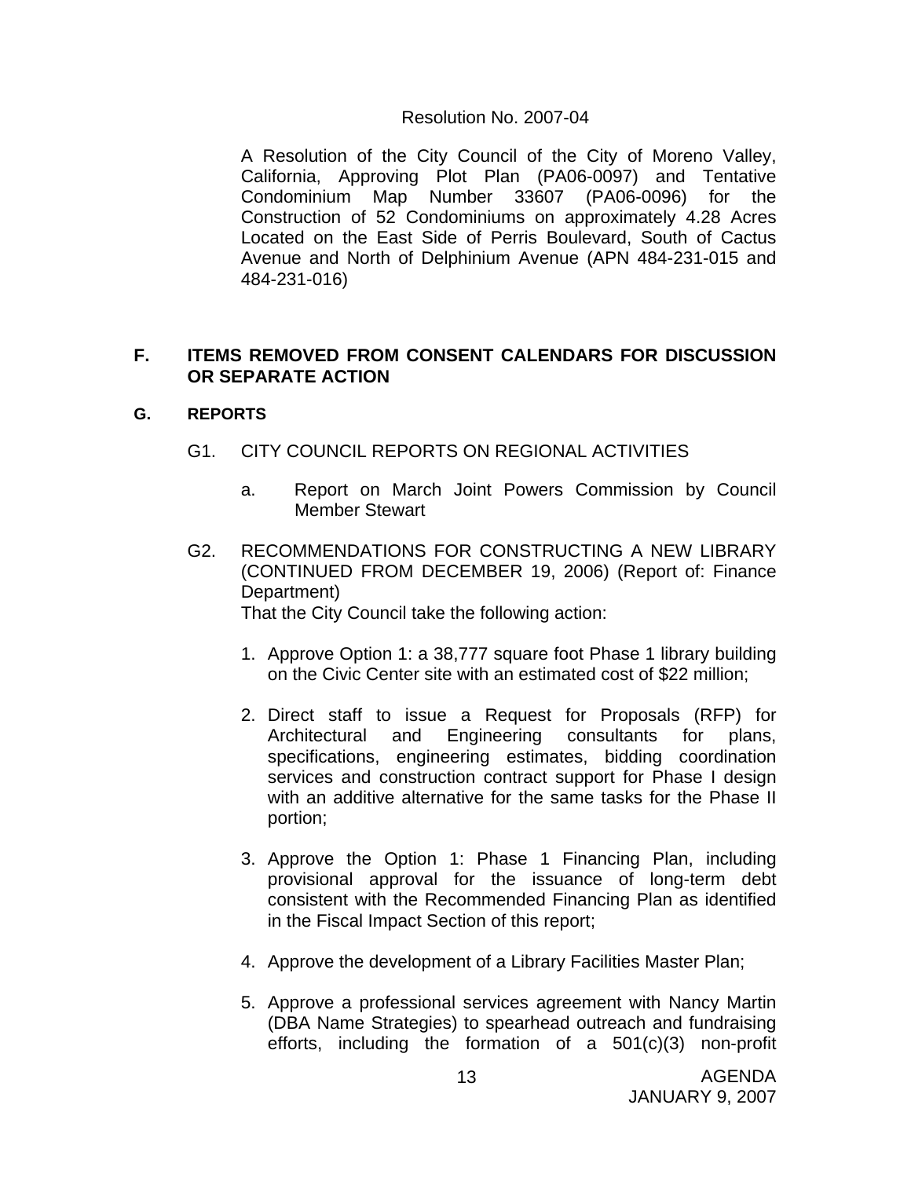Resolution No. 2007-04

A Resolution of the City Council of the City of Moreno Valley, California, Approving Plot Plan (PA06-0097) and Tentative Condominium Map Number 33607 (PA06-0096) for the Construction of 52 Condominiums on approximately 4.28 Acres Located on the East Side of Perris Boulevard, South of Cactus Avenue and North of Delphinium Avenue (APN 484-231-015 and 484-231-016)

## F. ITEMS REMOVED FROM CONSENT CALENDARS FOR DISCUSSION OR SEPARATE ACTION

## G. REPORTS

G1. CITY COUNCIL REPORTS ON REGIONAL ACTIVITIES

a. Report on March Joint Powers Commission by Council Member Stewart

G2. RECOMMENDATIONS FOR CONSTRUCTING A NEW LIBRARY (CONTINUED FROM DECEMBER 19, 2006) (Report of: Finance Department)

That the City Council take the following action:

1. Approve Option 1: a 38,777 square foot Phase 1 library building on the Civic Center site with an estimated cost of $22 million;
2. Direct staff to issue a Request for Proposals (RFP) for Architectural and Engineering consultants for plans, specifications, engineering estimates, bidding coordination services and construction contract support for Phase I design with an additive alternative for the same tasks for the Phase II portion;
3. Approve the Option 1: Phase 1 Financing Plan, including provisional approval for the issuance of long-term debt consistent with the Recommended Financing Plan as identified in the Fiscal Impact Section of this report;
4. Approve the development of a Library Facilities Master Plan;
5. Approve a professional services agreement with Nancy Martin (DBA Name Strategies) to spearhead outreach and fundraising efforts, including the formation of a 501(c)(3) non-profit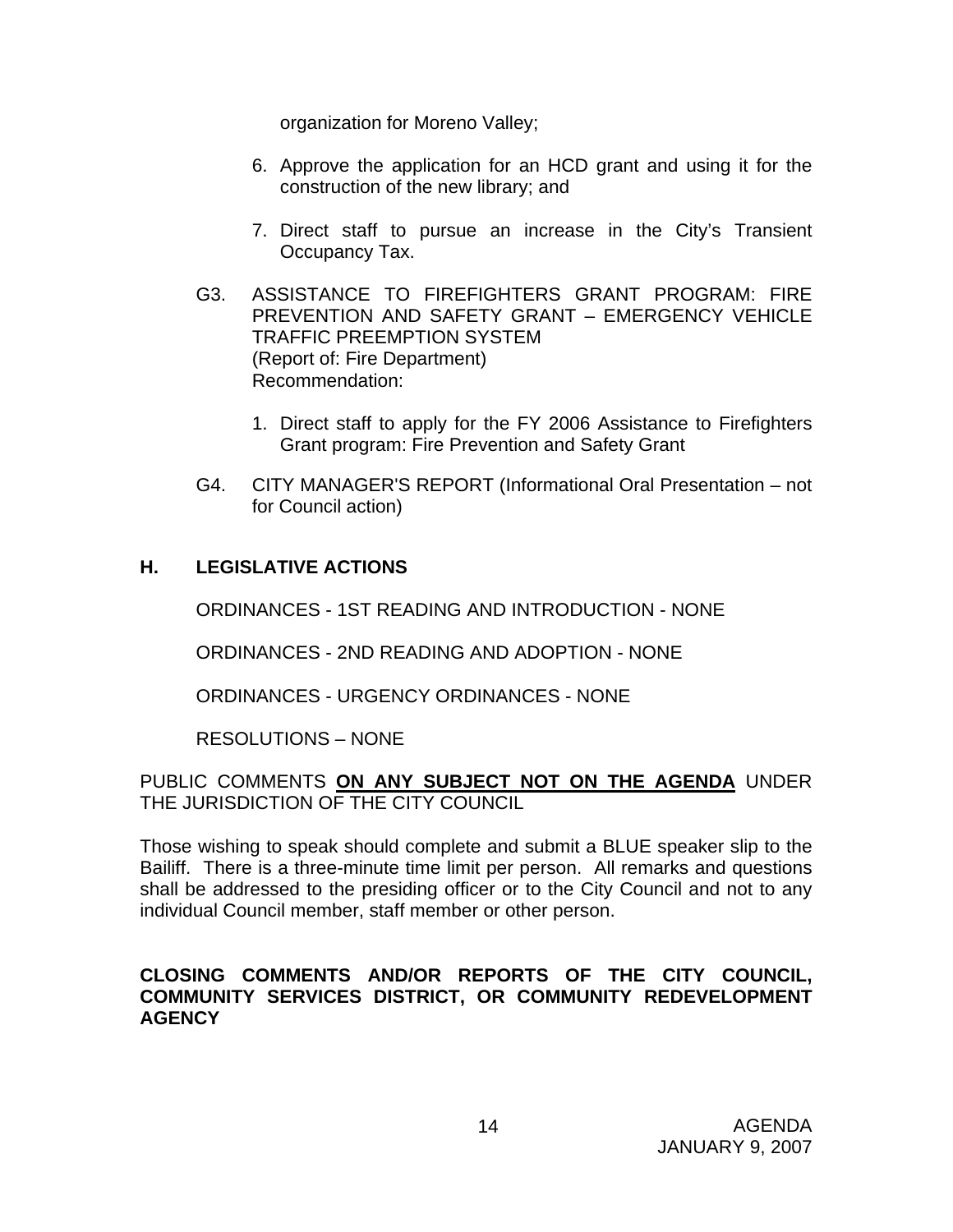organization for Moreno Valley;

6. Approve the application for an HCD grant and using it for the construction of the new library; and

7. Direct staff to pursue an increase in the City's Transient Occupancy Tax.

G3. ASSISTANCE TO FIREFIGHTERS GRANT PROGRAM: FIRE PREVENTION AND SAFETY GRANT – EMERGENCY VEHICLE TRAFFIC PREEMPTION SYSTEM
(Report of: Fire Department)
Recommendation:

1. Direct staff to apply for the FY 2006 Assistance to Firefighters Grant program: Fire Prevention and Safety Grant

G4. CITY MANAGER'S REPORT (Informational Oral Presentation – not for Council action)

## H. LEGISLATIVE ACTIONS

ORDINANCES - 1ST READING AND INTRODUCTION - NONE

ORDINANCES - 2ND READING AND ADOPTION - NONE

ORDINANCES - URGENCY ORDINANCES - NONE

RESOLUTIONS – NONE

PUBLIC COMMENTS **ON ANY SUBJECT NOT ON THE AGENDA** UNDER THE JURISDICTION OF THE CITY COUNCIL

Those wishing to speak should complete and submit a BLUE speaker slip to the Bailiff. There is a three-minute time limit per person. All remarks and questions shall be addressed to the presiding officer or to the City Council and not to any individual Council member, staff member or other person.

**CLOSING COMMENTS AND/OR REPORTS OF THE CITY COUNCIL, COMMUNITY SERVICES DISTRICT, OR COMMUNITY REDEVELOPMENT AGENCY**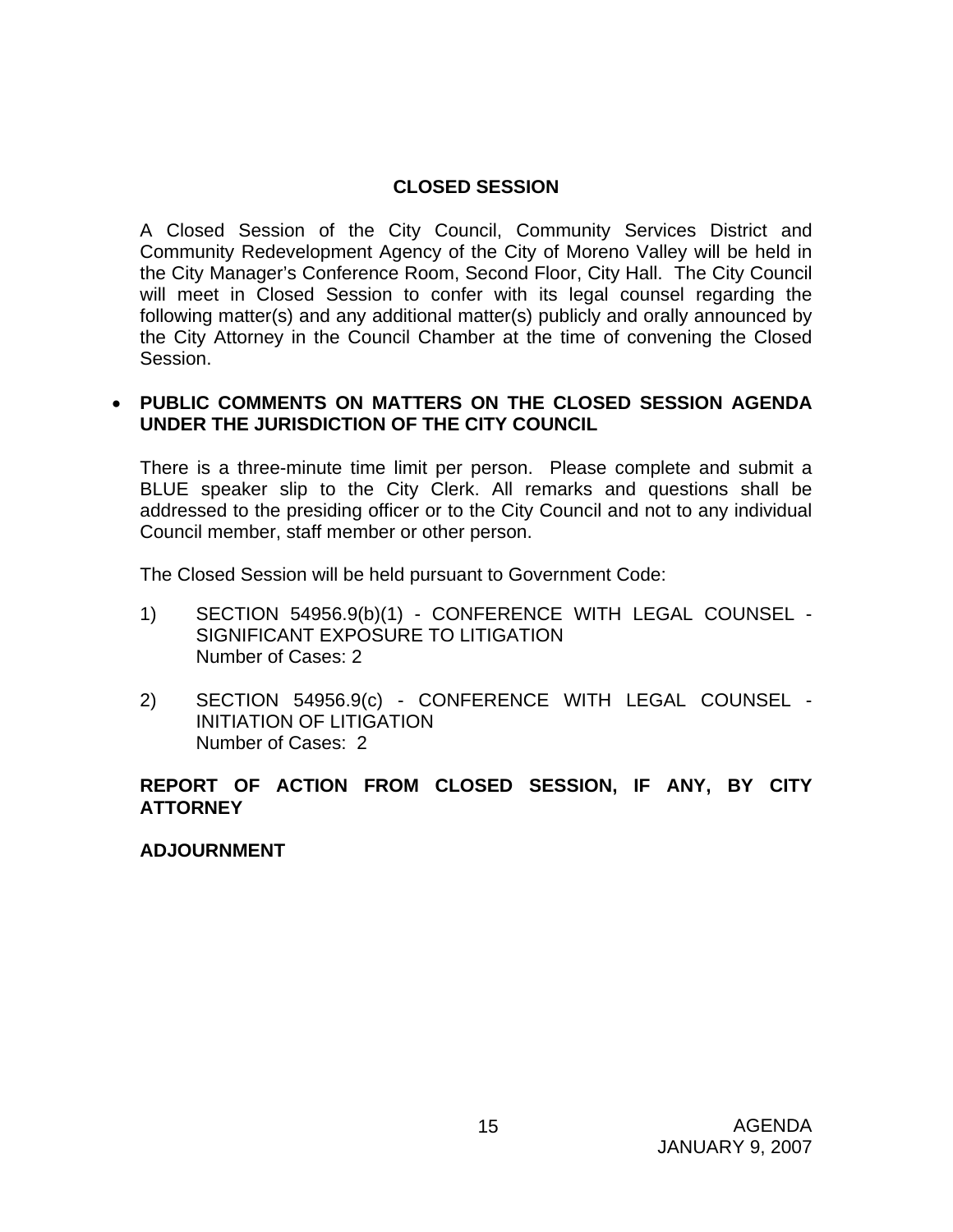## CLOSED SESSION

A Closed Session of the City Council, Community Services District and Community Redevelopment Agency of the City of Moreno Valley will be held in the City Manager's Conference Room, Second Floor, City Hall. The City Council will meet in Closed Session to confer with its legal counsel regarding the following matter(s) and any additional matter(s) publicly and orally announced by the City Attorney in the Council Chamber at the time of convening the Closed Session.

- **PUBLIC COMMENTS ON MATTERS ON THE CLOSED SESSION AGENDA UNDER THE JURISDICTION OF THE CITY COUNCIL**

  There is a three-minute time limit per person. Please complete and submit a BLUE speaker slip to the City Clerk. All remarks and questions shall be addressed to the presiding officer or to the City Council and not to any individual Council member, staff member or other person.

  The Closed Session will be held pursuant to Government Code:

  1) SECTION 54956.9(b)(1) - CONFERENCE WITH LEGAL COUNSEL - SIGNIFICANT EXPOSURE TO LITIGATION
     Number of Cases: 2

  2) SECTION 54956.9(c) - CONFERENCE WITH LEGAL COUNSEL - INITIATION OF LITIGATION
     Number of Cases: 2

**REPORT OF ACTION FROM CLOSED SESSION, IF ANY, BY CITY ATTORNEY**

**ADJOURNMENT**